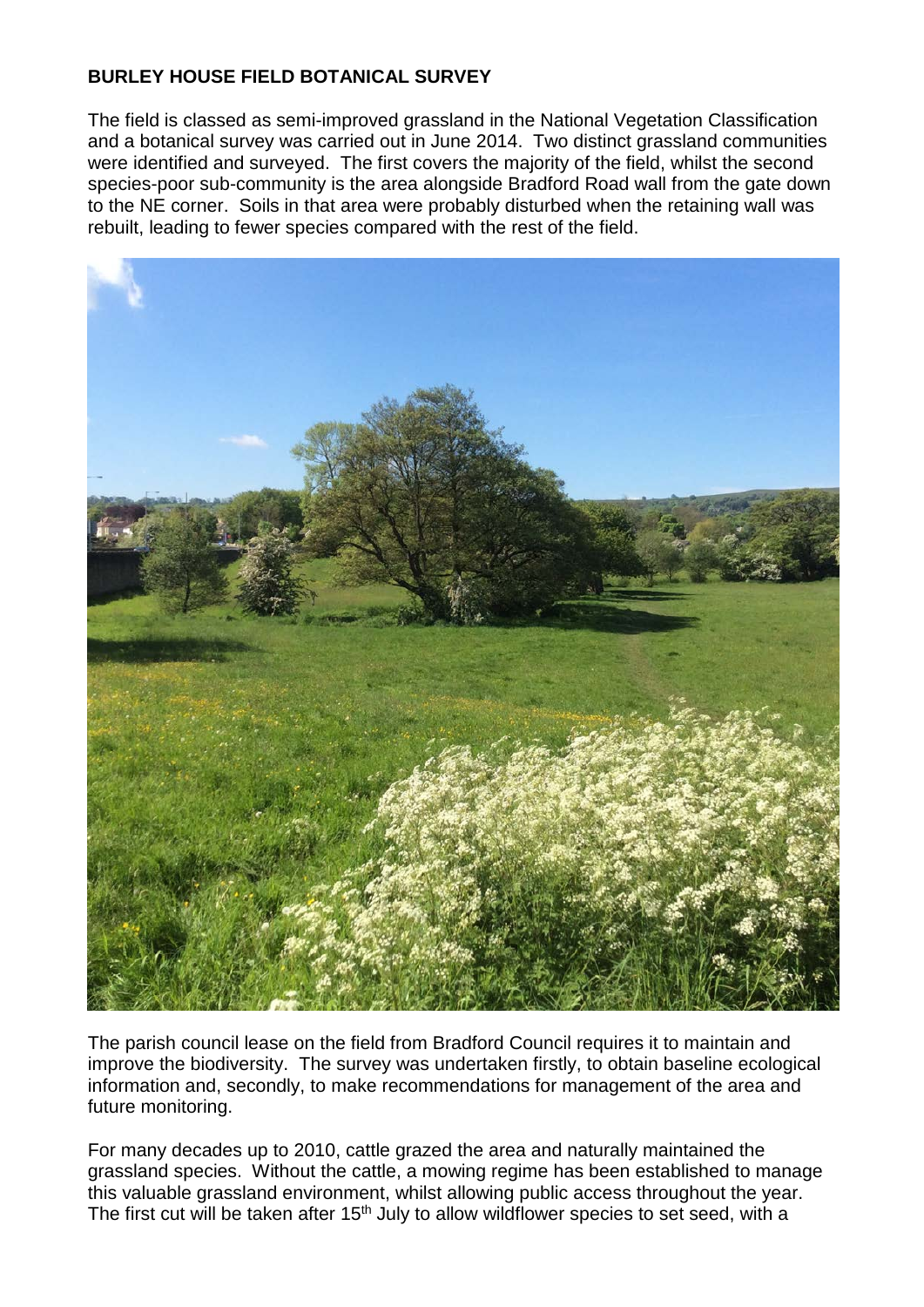**BURLEY HOUSE FIELD BOTANICAL SURVEY**

The field is classed as semi-improved grassland in the National Vegetation Classification and a botanical survey was carried out in June 2014. Two distinct grassland communities were identified and surveyed. The first covers the majority of the field, whilst the second species-poor sub-community is the area alongside Bradford Road wall from the gate down to the NE corner. Soils in that area were probably disturbed when the retaining wall was rebuilt, leading to fewer species compared with the rest of the field.

The parish council lease on the field from Bradford Council requires it to maintain and improve the biodiversity. The survey was undertaken firstly, to obtain baseline ecological information and, secondly, to make recommendations for management of the area and future monitoring.

For many decades up to 2010, cattle grazed the area and naturally maintained the grassland species. Without the cattle, a mowing regime has been established to manage this valuable grassland environment, whilst allowing public access throughout the year. The first cut will be taken after 15th July to allow wildflower species to set seed, with a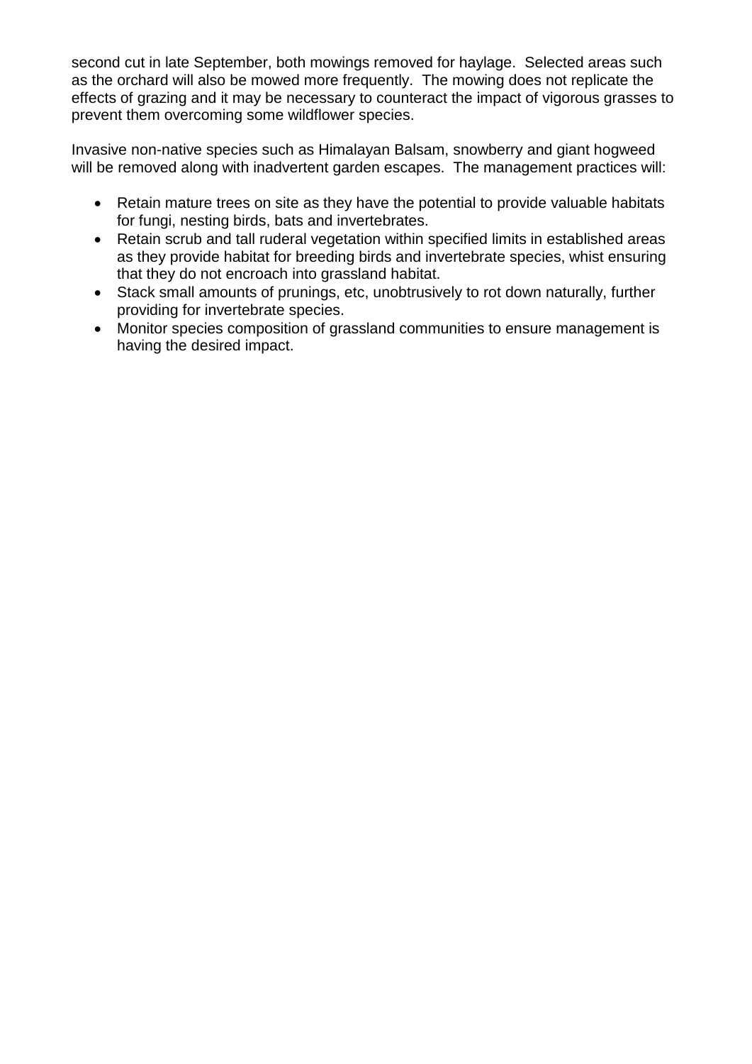second cut in late September, both mowings removed for haylage.  Selected areas such as the orchard will also be mowed more frequently.  The mowing does not replicate the effects of grazing and it may be necessary to counteract the impact of vigorous grasses to prevent them overcoming some wildflower species.

Invasive non-native species such as Himalayan Balsam, snowberry and giant hogweed will be removed along with inadvertent garden escapes.  The management practices will:

- Retain mature trees on site as they have the potential to provide valuable habitats for fungi, nesting birds, bats and invertebrates.
- Retain scrub and tall ruderal vegetation within specified limits in established areas as they provide habitat for breeding birds and invertebrate species, whist ensuring that they do not encroach into grassland habitat.
- Stack small amounts of prunings, etc, unobtrusively to rot down naturally, further providing for invertebrate species.
- Monitor species composition of grassland communities to ensure management is having the desired impact.